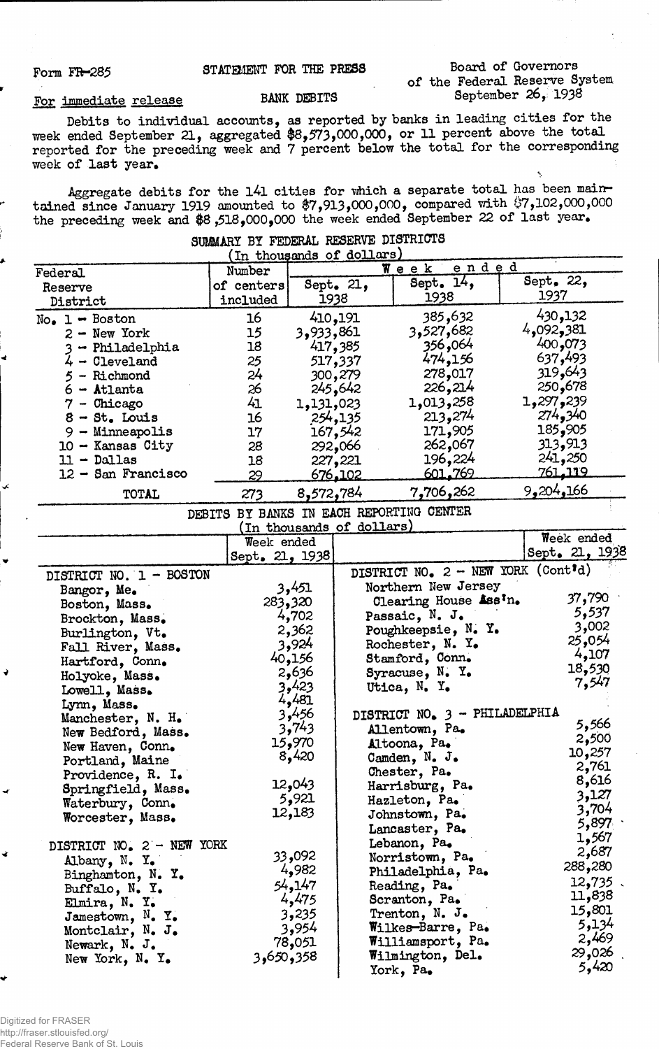Form FR-285 STATEMENT FOR THE PRESS Board of Governors of the Federal Reserve System

For immediate release BANK DEBITS September 26, 1938

Debits to individual accounts, as reported by banks in leading cities for the week ended September 21, aggregated $8,573,000,000, or 11 percent above the total reported for the preceding week and 7 percent below the total for the corresponding week of last year.

Aggregate debits for the 141 cities for which a separate total has been maintained since January 1919 amounted to $7,913,000,000, compared with $7,102,000,000 the preceding week and $8,518,000,000 the week ended September 22 of last year.

## SUMMARY BY FEDERAL RESERVE DISTRICTS
(In thousands of dollars)

| Federal Reserve District | Number of centers included | Week ended Sept. 21, 1938 | Week ended Sept. 14, 1938 | Week ended Sept. 22, 1937 |
|---|---|---|---|---|
| No. 1 - Boston | 16 | 410,191 | 385,632 | 430,132 |
| 2 - New York | 15 | 3,933,861 | 3,527,682 | 4,092,381 |
| 3 - Philadelphia | 18 | 417,385 | 356,064 | 400,073 |
| 4 - Cleveland | 25 | 517,337 | 474,156 | 637,493 |
| 5 - Richmond | 24 | 300,279 | 278,017 | 319,643 |
| 6 - Atlanta | 26 | 245,642 | 226,214 | 250,678 |
| 7 - Chicago | 41 | 1,131,023 | 1,013,258 | 1,297,239 |
| 8 - St. Louis | 16 | 254,135 | 213,274 | 274,340 |
| 9 - Minneapolis | 17 | 167,542 | 171,905 | 185,905 |
| 10 - Kansas City | 28 | 292,066 | 262,067 | 313,913 |
| 11 - Dallas | 18 | 227,221 | 196,224 | 241,250 |
| 12 - San Francisco | 29 | 676,102 | 601,769 | 761,119 |
| TOTAL | 273 | 8,572,784 | 7,706,262 | 9,204,166 |

## DEBITS BY BANKS IN EACH REPORTING CENTER
(In thousands of dollars)

| | Week ended Sept. 21, 1938 |
|---|---|
| **DISTRICT NO. 1 - BOSTON** | |
| Bangor, Me. | 3,451 |
| Boston, Mass. | 283,320 |
| Brockton, Mass. | 4,702 |
| Burlington, Vt. | 2,362 |
| Fall River, Mass. | 3,924 |
| Hartford, Conn. | 40,156 |
| Holyoke, Mass. | 2,636 |
| Lowell, Mass. | 3,423 |
| Lynn, Mass. | 4,481 |
| Manchester, N. H. | 3,456 |
| New Bedford, Mass. | 3,743 |
| New Haven, Conn. | 15,970 |
| Portland, Maine | 8,420 |
| Providence, R. I. | |
| Springfield, Mass. | 12,043 |
| Waterbury, Conn. | 5,921 |
| Worcester, Mass. | 12,183 |
| **DISTRICT NO. 2 - NEW YORK** | |
| Albany, N. Y. | 33,092 |
| Binghamton, N. Y. | 4,982 |
| Buffalo, N. Y. | 54,147 |
| Elmira, N. Y. | 4,475 |
| Jamestown, N. Y. | 3,235 |
| Montclair, N. J. | 3,954 |
| Newark, N. J. | 78,051 |
| New York, N. Y. | 3,650,358 |
| **DISTRICT NO. 2 - NEW YORK (Cont'd)** | |
| Northern New Jersey Clearing House Ass'n. | 37,790 |
| Passaic, N. J. | 5,537 |
| Poughkeepsie, N. Y. | 3,002 |
| Rochester, N. Y. | 25,054 |
| Stamford, Conn. | 4,107 |
| Syracuse, N. Y. | 18,530 |
| Utica, N. Y. | 7,547 |
| **DISTRICT NO. 3 - PHILADELPHIA** | |
| Allentown, Pa. | 5,566 |
| Altoona, Pa. | 2,500 |
| Camden, N. J. | 10,257 |
| Chester, Pa. | 2,761 |
| Harrisburg, Pa. | 8,616 |
| Hazleton, Pa. | 3,127 |
| Johnstown, Pa. | 3,704 |
| Lancaster, Pa. | 5,897 |
| Lebanon, Pa. | 1,567 |
| Norristown, Pa. | 2,687 |
| Philadelphia, Pa. | 288,280 |
| Reading, Pa. | 12,735 |
| Scranton, Pa. | 11,838 |
| Trenton, N. J. | 15,801 |
| Wilkes-Barre, Pa. | 5,134 |
| Williamsport, Pa. | 2,469 |
| Wilmington, Del. | 29,026 |
| York, Pa. | 5,420 |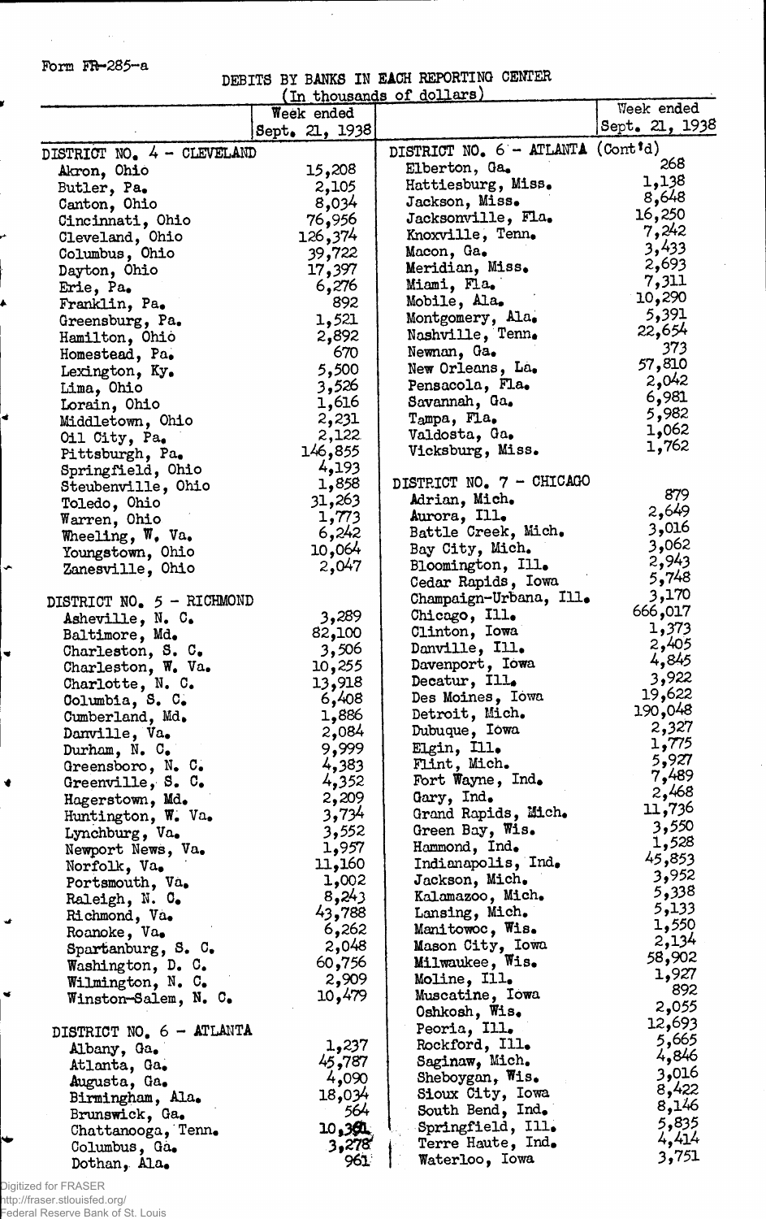Form FR-285-a

DEBITS BY BANKS IN EACH REPORTING CENTER

(In thousands of dollars)

| | Week ended Sept. 21, 1938 | | Week ended Sept. 21, 1938 |
|---|---|---|---|
| DISTRICT NO. 4 - CLEVELAND | | DISTRICT NO. 6 - ATLANTA (Cont'd) | |
| Akron, Ohio | 15,208 | Elberton, Ga. | 268 |
| Butler, Pa. | 2,105 | Hattiesburg, Miss. | 1,138 |
| Canton, Ohio | 8,034 | Jackson, Miss. | 8,648 |
| Cincinnati, Ohio | 76,956 | Jacksonville, Fla. | 16,250 |
| Cleveland, Ohio | 126,374 | Knoxville, Tenn. | 7,242 |
| Columbus, Ohio | 39,722 | Macon, Ga. | 3,433 |
| Dayton, Ohio | 17,397 | Meridian, Miss. | 2,693 |
| Erie, Pa. | 6,276 | Miami, Fla. | 7,311 |
| Franklin, Pa. | 892 | Mobile, Ala. | 10,290 |
| Greensburg, Pa. | 1,521 | Montgomery, Ala. | 5,391 |
| Hamilton, Ohio | 2,892 | Nashville, Tenn. | 22,654 |
| Homestead, Pa. | 670 | Newnan, Ga. | 373 |
| Lexington, Ky. | 5,500 | New Orleans, La. | 57,810 |
| Lima, Ohio | 3,526 | Pensacola, Fla. | 2,042 |
| Lorain, Ohio | 1,616 | Savannah, Ga. | 6,981 |
| Middletown, Ohio | 2,231 | Tampa, Fla. | 5,982 |
| Oil City, Pa. | 2,122 | Valdosta, Ga. | 1,062 |
| Pittsburgh, Pa. | 146,855 | Vicksburg, Miss. | 1,762 |
| Springfield, Ohio | 4,193 | | |
| Steubenville, Ohio | 1,858 | DISTRICT NO. 7 - CHICAGO | |
| Toledo, Ohio | 31,263 | Adrian, Mich. | 879 |
| Warren, Ohio | 1,773 | Aurora, Ill. | 2,649 |
| Wheeling, W. Va. | 6,242 | Battle Creek, Mich. | 3,016 |
| Youngstown, Ohio | 10,064 | Bay City, Mich. | 3,062 |
| Zanesville, Ohio | 2,047 | Bloomington, Ill. | 2,943 |
| | | Cedar Rapids, Iowa | 5,748 |
| DISTRICT NO. 5 - RICHMOND | | Champaign-Urbana, Ill. | 3,170 |
| Asheville, N. C. | 3,289 | Chicago, Ill. | 666,017 |
| Baltimore, Md. | 82,100 | Clinton, Iowa | 1,373 |
| Charleston, S. C. | 3,506 | Danville, Ill. | 2,405 |
| Charleston, W. Va. | 10,255 | Davenport, Iowa | 4,845 |
| Charlotte, N. C. | 13,918 | Decatur, Ill. | 3,922 |
| Columbia, S. C. | 6,408 | Des Moines, Iowa | 19,622 |
| Cumberland, Md. | 1,886 | Detroit, Mich. | 190,048 |
| Danville, Va. | 2,084 | Dubuque, Iowa | 2,327 |
| Durham, N. C. | 9,999 | Elgin, Ill. | 1,775 |
| Greensboro, N. C. | 4,383 | Flint, Mich. | 5,927 |
| Greenville, S. C. | 4,352 | Fort Wayne, Ind. | 7,489 |
| Hagerstown, Md. | 2,209 | Gary, Ind. | 2,468 |
| Huntington, W. Va. | 3,734 | Grand Rapids, Mich. | 11,736 |
| Lynchburg, Va. | 3,552 | Green Bay, Wis. | 3,550 |
| Newport News, Va. | 1,957 | Hammond, Ind. | 1,528 |
| Norfolk, Va. | 11,160 | Indianapolis, Ind. | 45,853 |
| Portsmouth, Va. | 1,002 | Jackson, Mich. | 3,952 |
| Raleigh, N. C. | 8,243 | Kalamazoo, Mich. | 5,338 |
| Richmond, Va. | 43,788 | Lansing, Mich. | 5,133 |
| Roanoke, Va. | 6,262 | Manitowoc, Wis. | 1,550 |
| Spartanburg, S. C. | 2,048 | Mason City, Iowa | 2,134 |
| Washington, D. C. | 60,756 | Milwaukee, Wis. | 58,902 |
| Wilmington, N. C. | 2,909 | Moline, Ill. | 1,927 |
| Winston-Salem, N. C. | 10,479 | Muscatine, Iowa | 892 |
| | | Oshkosh, Wis. | 2,055 |
| DISTRICT NO. 6 - ATLANTA | | Peoria, Ill. | 12,693 |
| Albany, Ga. | 1,237 | Rockford, Ill. | 5,665 |
| Atlanta, Ga. | 45,787 | Saginaw, Mich. | 4,846 |
| Augusta, Ga. | 4,090 | Sheboygan, Wis. | 3,016 |
| Birmingham, Ala. | 18,034 | Sioux City, Iowa | 8,422 |
| Brunswick, Ga. | 564 | South Bend, Ind. | 8,146 |
| Chattanooga, Tenn. | 10,361 | Springfield, Ill. | 5,835 |
| Columbus, Ga. | 3,278 | Terre Haute, Ind. | 4,414 |
| Dothan, Ala. | 961 | Waterloo, Iowa | 3,751 |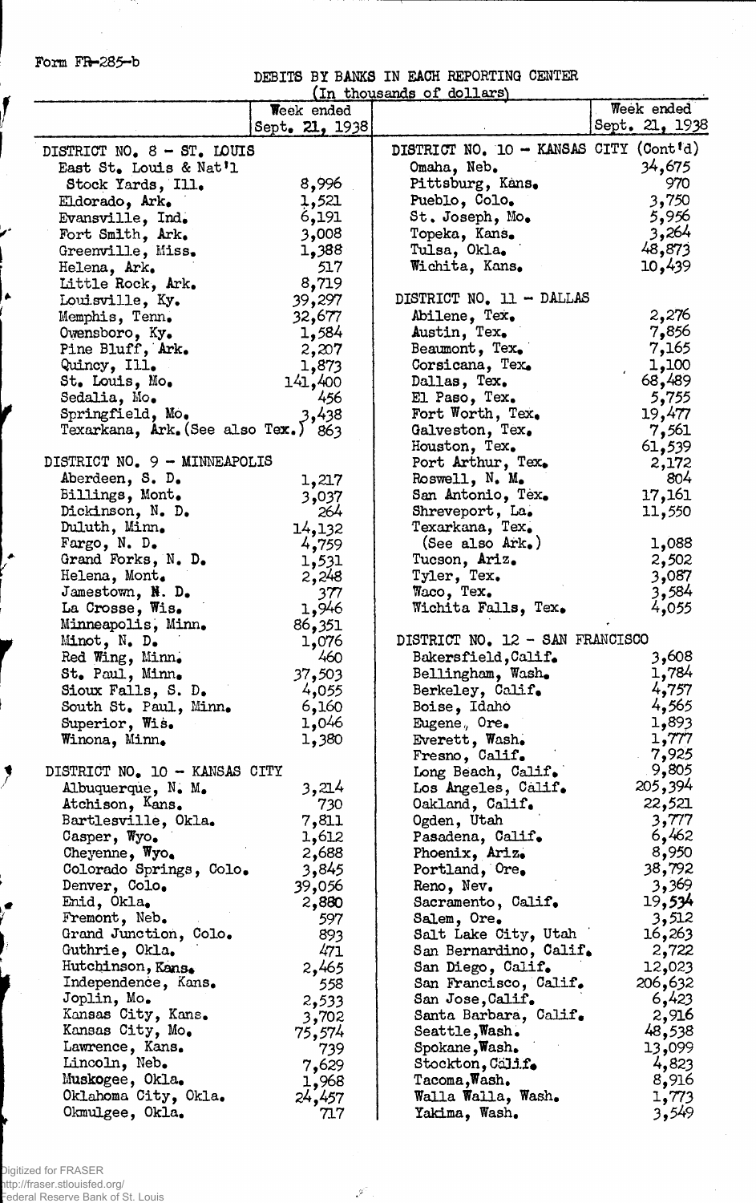Form FR-285-b

# DEBITS BY BANKS IN EACH REPORTING CENTER

(In thousands of dollars)

| | Week ended Sept. 21, 1938 |
|---|---|
| **DISTRICT NO. 8 - ST. LOUIS** | |
| East St. Louis & Nat'l Stock Yards, Ill. | 8,996 |
| Eldorado, Ark. | 1,521 |
| Evansville, Ind. | 6,191 |
| Fort Smith, Ark. | 3,008 |
| Greenville, Miss. | 1,388 |
| Helena, Ark. | 517 |
| Little Rock, Ark. | 8,719 |
| Louisville, Ky. | 39,297 |
| Memphis, Tenn. | 32,677 |
| Owensboro, Ky. | 1,584 |
| Pine Bluff, Ark. | 2,207 |
| Quincy, Ill. | 1,873 |
| St. Louis, Mo. | 141,400 |
| Sedalia, Mo. | 456 |
| Springfield, Mo. | 3,438 |
| Texarkana, Ark. (See also Tex.) | 863 |
| **DISTRICT NO. 9 - MINNEAPOLIS** | |
| Aberdeen, S. D. | 1,217 |
| Billings, Mont. | 3,037 |
| Dickinson, N. D. | 264 |
| Duluth, Minn. | 14,132 |
| Fargo, N. D. | 4,759 |
| Grand Forks, N. D. | 1,531 |
| Helena, Mont. | 2,248 |
| Jamestown, N. D. | 377 |
| La Crosse, Wis. | 1,946 |
| Minneapolis, Minn. | 86,351 |
| Minot, N. D. | 1,076 |
| Red Wing, Minn. | 460 |
| St. Paul, Minn. | 37,503 |
| Sioux Falls, S. D. | 4,055 |
| South St. Paul, Minn. | 6,160 |
| Superior, Wis. | 1,046 |
| Winona, Minn. | 1,380 |
| **DISTRICT NO. 10 - KANSAS CITY** | |
| Albuquerque, N. M. | 3,214 |
| Atchison, Kans. | 730 |
| Bartlesville, Okla. | 7,811 |
| Casper, Wyo. | 1,612 |
| Cheyenne, Wyo. | 2,688 |
| Colorado Springs, Colo. | 3,845 |
| Denver, Colo. | 39,056 |
| Enid, Okla. | 2,880 |
| Fremont, Neb. | 597 |
| Grand Junction, Colo. | 893 |
| Guthrie, Okla. | 471 |
| Hutchinson, Kans. | 2,465 |
| Independence, Kans. | 558 |
| Joplin, Mo. | 2,533 |
| Kansas City, Kans. | 3,702 |
| Kansas City, Mo. | 75,574 |
| Lawrence, Kans. | 739 |
| Lincoln, Neb. | 7,629 |
| Muskogee, Okla. | 1,968 |
| Oklahoma City, Okla. | 24,457 |
| Okmulgee, Okla. | 717 |
| **DISTRICT NO. 10 - KANSAS CITY (Cont'd)** | |
| Omaha, Neb. | 34,675 |
| Pittsburg, Kans. | 970 |
| Pueblo, Colo. | 3,750 |
| St. Joseph, Mo. | 5,956 |
| Topeka, Kans. | 3,264 |
| Tulsa, Okla. | 48,873 |
| Wichita, Kans. | 10,439 |
| **DISTRICT NO. 11 - DALLAS** | |
| Abilene, Tex. | 2,276 |
| Austin, Tex. | 7,856 |
| Beaumont, Tex. | 7,165 |
| Corsicana, Tex. | 1,100 |
| Dallas, Tex. | 68,489 |
| El Paso, Tex. | 5,755 |
| Fort Worth, Tex. | 19,477 |
| Galveston, Tex. | 7,561 |
| Houston, Tex. | 61,539 |
| Port Arthur, Tex. | 2,172 |
| Roswell, N. M. | 804 |
| San Antonio, Tex. | 17,161 |
| Shreveport, La. | 11,550 |
| Texarkana, Tex. (See also Ark.) | 1,088 |
| Tucson, Ariz. | 2,502 |
| Tyler, Tex. | 3,087 |
| Waco, Tex. | 3,584 |
| Wichita Falls, Tex. | 4,055 |
| **DISTRICT NO. 12 - SAN FRANCISCO** | |
| Bakersfield, Calif. | 3,608 |
| Bellingham, Wash. | 1,784 |
| Berkeley, Calif. | 4,757 |
| Boise, Idaho | 4,565 |
| Eugene, Ore. | 1,893 |
| Everett, Wash. | 1,777 |
| Fresno, Calif. | 7,925 |
| Long Beach, Calif. | 9,805 |
| Los Angeles, Calif. | 205,394 |
| Oakland, Calif. | 22,521 |
| Ogden, Utah | 3,777 |
| Pasadena, Calif. | 6,462 |
| Phoenix, Ariz. | 8,950 |
| Portland, Ore. | 38,792 |
| Reno, Nev. | 3,369 |
| Sacramento, Calif. | 19,534 |
| Salem, Ore. | 3,512 |
| Salt Lake City, Utah | 16,263 |
| San Bernardino, Calif. | 2,722 |
| San Diego, Calif. | 12,023 |
| San Francisco, Calif. | 206,632 |
| San Jose, Calif. | 6,423 |
| Santa Barbara, Calif. | 2,916 |
| Seattle, Wash. | 48,538 |
| Spokane, Wash. | 13,099 |
| Stockton, Calif. | 4,823 |
| Tacoma, Wash. | 8,916 |
| Walla Walla, Wash. | 1,773 |
| Yakima, Wash. | 3,549 |